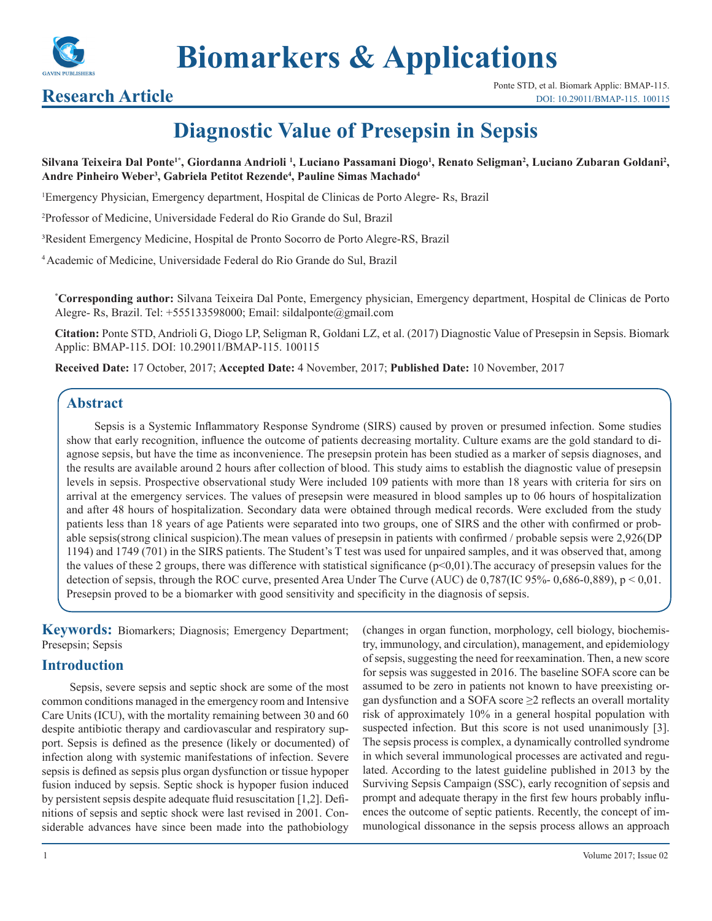**Research Article**

# Diagnostic Value of Presepsin in Sepsis

**Silvana Teixeira Dal Ponte[1*], Giordanna Andrioli [1], Luciano Passamani Diogo[1], Renato Seligman[2], Luciano Zubaran Goldani[2], Andre Pinheiro Weber[3], Gabriela Petitot Rezende[4], Pauline Simas Machado[4]**

[1]Emergency Physician, Emergency department, Hospital de Clinicas de Porto Alegre- Rs, Brazil

[2]Professor of Medicine, Universidade Federal do Rio Grande do Sul, Brazil

[3]Resident Emergency Medicine, Hospital de Pronto Socorro de Porto Alegre-RS, Brazil

[4]Academic of Medicine, Universidade Federal do Rio Grande do Sul, Brazil

[*]**Corresponding author:** Silvana Teixeira Dal Ponte, Emergency physician, Emergency department, Hospital de Clinicas de Porto Alegre- Rs, Brazil. Tel: +555133598000; Email: sildalponte@gmail.com

**Citation:** Ponte STD, Andrioli G, Diogo LP, Seligman R, Goldani LZ, et al. (2017) Diagnostic Value of Presepsin in Sepsis. Biomark Applic: BMAP-115. DOI: 10.29011/BMAP-115. 100115

**Received Date:** 17 October, 2017; **Accepted Date:** 4 November, 2017; **Published Date:** 10 November, 2017

## Abstract

Sepsis is a Systemic Inflammatory Response Syndrome (SIRS) caused by proven or presumed infection. Some studies show that early recognition, influence the outcome of patients decreasing mortality. Culture exams are the gold standard to diagnose sepsis, but have the time as inconvenience. The presepsin protein has been studied as a marker of sepsis diagnoses, and the results are available around 2 hours after collection of blood. This study aims to establish the diagnostic value of presepsin levels in sepsis. Prospective observational study Were included 109 patients with more than 18 years with criteria for sirs on arrival at the emergency services. The values of presepsin were measured in blood samples up to 06 hours of hospitalization and after 48 hours of hospitalization. Secondary data were obtained through medical records. Were excluded from the study patients less than 18 years of age Patients were separated into two groups, one of SIRS and the other with confirmed or probable sepsis(strong clinical suspicion).The mean values of presepsin in patients with confirmed / probable sepsis were 2,926(DP 1194) and 1749 (701) in the SIRS patients. The Student's T test was used for unpaired samples, and it was observed that, among the values of these 2 groups, there was difference with statistical significance ($p<0,01$).The accuracy of presepsin values for the detection of sepsis, through the ROC curve, presented Area Under The Curve (AUC) de 0,787(IC 95%- 0,686-0,889), $p < 0,01$. Presepsin proved to be a biomarker with good sensitivity and specificity in the diagnosis of sepsis.

**Keywords:** Biomarkers; Diagnosis; Emergency Department; Presepsin; Sepsis

## Introduction

Sepsis, severe sepsis and septic shock are some of the most common conditions managed in the emergency room and Intensive Care Units (ICU), with the mortality remaining between 30 and 60 despite antibiotic therapy and cardiovascular and respiratory support. Sepsis is defined as the presence (likely or documented) of infection along with systemic manifestations of infection. Severe sepsis is defined as sepsis plus organ dysfunction or tissue hypoper fusion induced by sepsis. Septic shock is hypoper fusion induced by persistent sepsis despite adequate fluid resuscitation [1,2]. Definitions of sepsis and septic shock were last revised in 2001. Considerable advances have since been made into the pathobiology (changes in organ function, morphology, cell biology, biochemistry, immunology, and circulation), management, and epidemiology of sepsis, suggesting the need for reexamination. Then, a new score for sepsis was suggested in 2016. The baseline SOFA score can be assumed to be zero in patients not known to have preexisting organ dysfunction and a SOFA score ≥2 reflects an overall mortality risk of approximately 10% in a general hospital population with suspected infection. But this score is not used unanimously [3]. The sepsis process is complex, a dynamically controlled syndrome in which several immunological processes are activated and regulated. According to the latest guideline published in 2013 by the Surviving Sepsis Campaign (SSC), early recognition of sepsis and prompt and adequate therapy in the first few hours probably influences the outcome of septic patients. Recently, the concept of immunological dissonance in the sepsis process allows an approach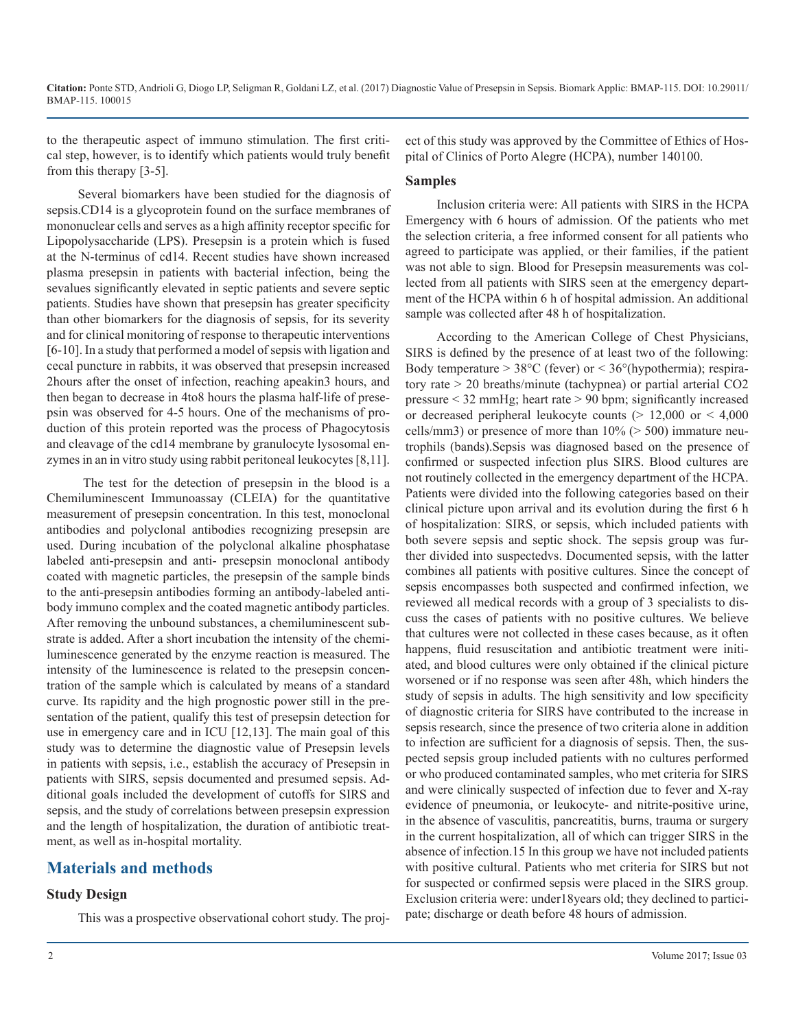to the therapeutic aspect of immuno stimulation. The first critical step, however, is to identify which patients would truly benefit from this therapy [3-5].

Several biomarkers have been studied for the diagnosis of sepsis.CD14 is a glycoprotein found on the surface membranes of mononuclear cells and serves as a high affinity receptor specific for Lipopolysaccharide (LPS). Presepsin is a protein which is fused at the N-terminus of cd14. Recent studies have shown increased plasma presepsin in patients with bacterial infection, being the sevalues significantly elevated in septic patients and severe septic patients. Studies have shown that presepsin has greater specificity than other biomarkers for the diagnosis of sepsis, for its severity and for clinical monitoring of response to therapeutic interventions [6-10]. In a study that performed a model of sepsis with ligation and cecal puncture in rabbits, it was observed that presepsin increased 2hours after the onset of infection, reaching apeakin3 hours, and then began to decrease in 4to8 hours the plasma half-life of presepsin was observed for 4-5 hours. One of the mechanisms of production of this protein reported was the process of Phagocytosis and cleavage of the cd14 membrane by granulocyte lysosomal enzymes in an in vitro study using rabbit peritoneal leukocytes [8,11].

The test for the detection of presepsin in the blood is a Chemiluminescent Immunoassay (CLEIA) for the quantitative measurement of presepsin concentration. In this test, monoclonal antibodies and polyclonal antibodies recognizing presepsin are used. During incubation of the polyclonal alkaline phosphatase labeled anti-presepsin and anti- presepsin monoclonal antibody coated with magnetic particles, the presepsin of the sample binds to the anti-presepsin antibodies forming an antibody-labeled antibody immuno complex and the coated magnetic antibody particles. After removing the unbound substances, a chemiluminescent substrate is added. After a short incubation the intensity of the chemiluminescence generated by the enzyme reaction is measured. The intensity of the luminescence is related to the presepsin concentration of the sample which is calculated by means of a standard curve. Its rapidity and the high prognostic power still in the presentation of the patient, qualify this test of presepsin detection for use in emergency care and in ICU [12,13]. The main goal of this study was to determine the diagnostic value of Presepsin levels in patients with sepsis, i.e., establish the accuracy of Presepsin in patients with SIRS, sepsis documented and presumed sepsis. Additional goals included the development of cutoffs for SIRS and sepsis, and the study of correlations between presepsin expression and the length of hospitalization, the duration of antibiotic treatment, as well as in-hospital mortality.

## Materials and methods

### Study Design

This was a prospective observational cohort study. The project of this study was approved by the Committee of Ethics of Hospital of Clinics of Porto Alegre (HCPA), number 140100.

### Samples

Inclusion criteria were: All patients with SIRS in the HCPA Emergency with 6 hours of admission. Of the patients who met the selection criteria, a free informed consent for all patients who agreed to participate was applied, or their families, if the patient was not able to sign. Blood for Presepsin measurements was collected from all patients with SIRS seen at the emergency department of the HCPA within 6 h of hospital admission. An additional sample was collected after 48 h of hospitalization.

According to the American College of Chest Physicians, SIRS is defined by the presence of at least two of the following: Body temperature > 38°C (fever) or < 36°(hypothermia); respiratory rate > 20 breaths/minute (tachypnea) or partial arterial CO2 pressure < 32 mmHg; heart rate > 90 bpm; significantly increased or decreased peripheral leukocyte counts (> 12,000 or < 4,000 cells/mm3) or presence of more than 10% (> 500) immature neutrophils (bands).Sepsis was diagnosed based on the presence of confirmed or suspected infection plus SIRS. Blood cultures are not routinely collected in the emergency department of the HCPA. Patients were divided into the following categories based on their clinical picture upon arrival and its evolution during the first 6 h of hospitalization: SIRS, or sepsis, which included patients with both severe sepsis and septic shock. The sepsis group was further divided into suspectedvs. Documented sepsis, with the latter combines all patients with positive cultures. Since the concept of sepsis encompasses both suspected and confirmed infection, we reviewed all medical records with a group of 3 specialists to discuss the cases of patients with no positive cultures. We believe that cultures were not collected in these cases because, as it often happens, fluid resuscitation and antibiotic treatment were initiated, and blood cultures were only obtained if the clinical picture worsened or if no response was seen after 48h, which hinders the study of sepsis in adults. The high sensitivity and low specificity of diagnostic criteria for SIRS have contributed to the increase in sepsis research, since the presence of two criteria alone in addition to infection are sufficient for a diagnosis of sepsis. Then, the suspected sepsis group included patients with no cultures performed or who produced contaminated samples, who met criteria for SIRS and were clinically suspected of infection due to fever and X-ray evidence of pneumonia, or leukocyte- and nitrite-positive urine, in the absence of vasculitis, pancreatitis, burns, trauma or surgery in the current hospitalization, all of which can trigger SIRS in the absence of infection.15 In this group we have not included patients with positive cultural. Patients who met criteria for SIRS but not for suspected or confirmed sepsis were placed in the SIRS group. Exclusion criteria were: under18years old; they declined to participate; discharge or death before 48 hours of admission.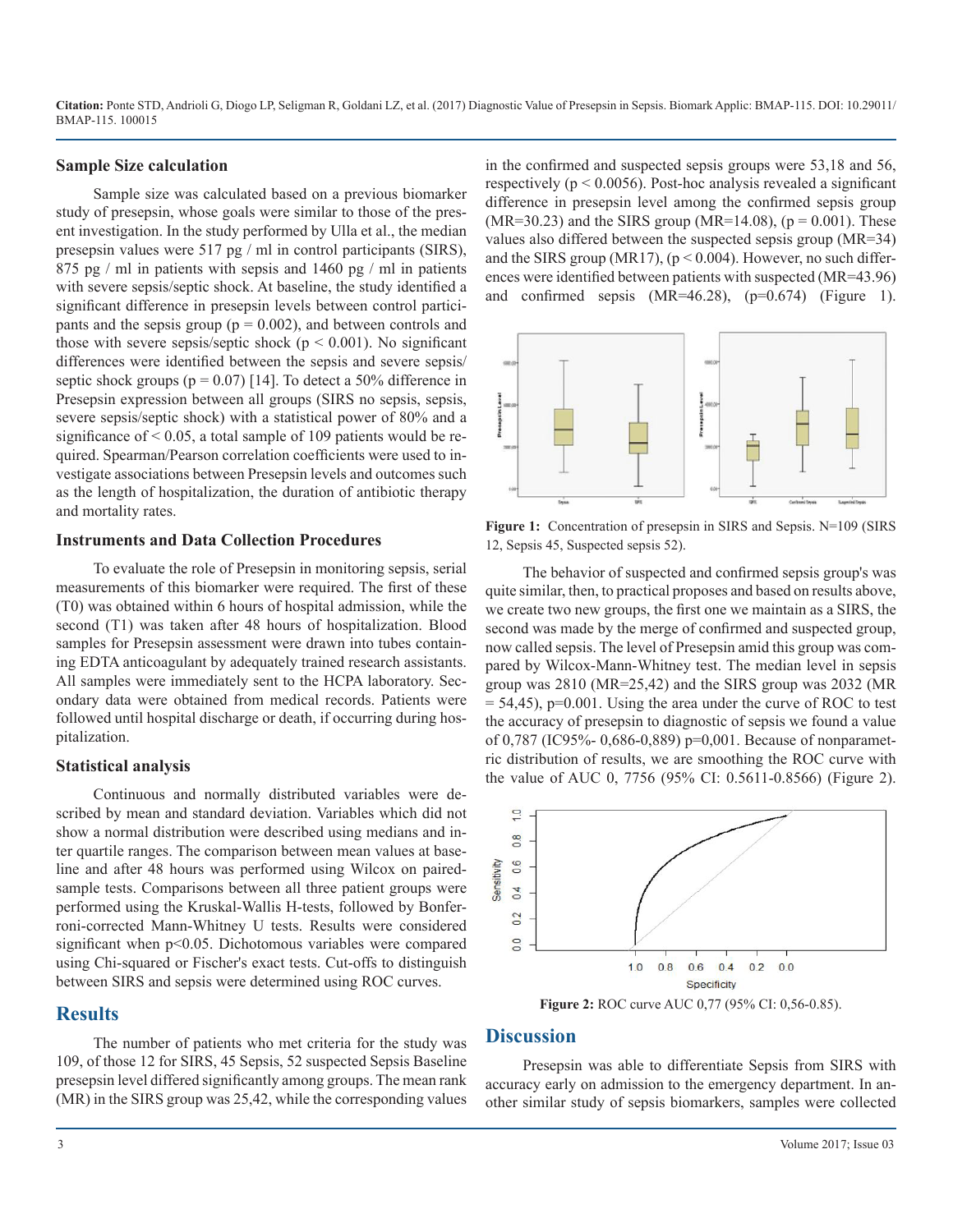### Sample Size calculation

Sample size was calculated based on a previous biomarker study of presepsin, whose goals were similar to those of the present investigation. In the study performed by Ulla et al., the median presepsin values were 517 pg / ml in control participants (SIRS), 875 pg / ml in patients with sepsis and 1460 pg / ml in patients with severe sepsis/septic shock. At baseline, the study identified a significant difference in presepsin levels between control participants and the sepsis group ($p = 0.002$), and between controls and those with severe sepsis/septic shock ($p < 0.001$). No significant differences were identified between the sepsis and severe sepsis/septic shock groups ($p = 0.07$) [14]. To detect a 50% difference in Presepsin expression between all groups (SIRS no sepsis, sepsis, severe sepsis/septic shock) with a statistical power of 80% and a significance of < 0.05, a total sample of 109 patients would be required. Spearman/Pearson correlation coefficients were used to investigate associations between Presepsin levels and outcomes such as the length of hospitalization, the duration of antibiotic therapy and mortality rates.

### Instruments and Data Collection Procedures

To evaluate the role of Presepsin in monitoring sepsis, serial measurements of this biomarker were required. The first of these (T0) was obtained within 6 hours of hospital admission, while the second (T1) was taken after 48 hours of hospitalization. Blood samples for Presepsin assessment were drawn into tubes containing EDTA anticoagulant by adequately trained research assistants. All samples were immediately sent to the HCPA laboratory. Secondary data were obtained from medical records. Patients were followed until hospital discharge or death, if occurring during hospitalization.

### Statistical analysis

Continuous and normally distributed variables were described by mean and standard deviation. Variables which did not show a normal distribution were described using medians and inter quartile ranges. The comparison between mean values at baseline and after 48 hours was performed using Wilcox on paired-sample tests. Comparisons between all three patient groups were performed using the Kruskal-Wallis H-tests, followed by Bonferroni-corrected Mann-Whitney U tests. Results were considered significant when $p<0.05$. Dichotomous variables were compared using Chi-squared or Fischer's exact tests. Cut-offs to distinguish between SIRS and sepsis were determined using ROC curves.

## Results

The number of patients who met criteria for the study was 109, of those 12 for SIRS, 45 Sepsis, 52 suspected Sepsis Baseline presepsin level differed significantly among groups. The mean rank (MR) in the SIRS group was 25,42, while the corresponding values in the confirmed and suspected sepsis groups were 53,18 and 56, respectively ($p < 0.0056$). Post-hoc analysis revealed a significant difference in presepsin level among the confirmed sepsis group (MR=30.23) and the SIRS group (MR=14.08), ($p = 0.001$). These values also differed between the suspected sepsis group (MR=34) and the SIRS group (MR17), ($p < 0.004$). However, no such differences were identified between patients with suspected (MR=43.96) and confirmed sepsis (MR=46.28), ($p=0.674$) (Figure 1).

**Figure 1:** Concentration of presepsin in SIRS and Sepsis. N=109 (SIRS 12, Sepsis 45, Suspected sepsis 52).

The behavior of suspected and confirmed sepsis group's was quite similar, then, to practical proposes and based on results above, we create two new groups, the first one we maintain as a SIRS, the second was made by the merge of confirmed and suspected group, now called sepsis. The level of Presepsin amid this group was compared by Wilcox-Mann-Whitney test. The median level in sepsis group was 2810 (MR=25,42) and the SIRS group was 2032 (MR = 54,45), p=0.001. Using the area under the curve of ROC to test the accuracy of presepsin to diagnostic of sepsis we found a value of 0,787 (IC95%- 0,686-0,889) p=0,001. Because of nonparametric distribution of results, we are smoothing the ROC curve with the value of AUC 0, 7756 (95% CI: 0.5611-0.8566) (Figure 2).

**Figure 2:** ROC curve AUC 0,77 (95% CI: 0,56-0.85).

## Discussion

Presepsin was able to differentiate Sepsis from SIRS with accuracy early on admission to the emergency department. In another similar study of sepsis biomarkers, samples were collected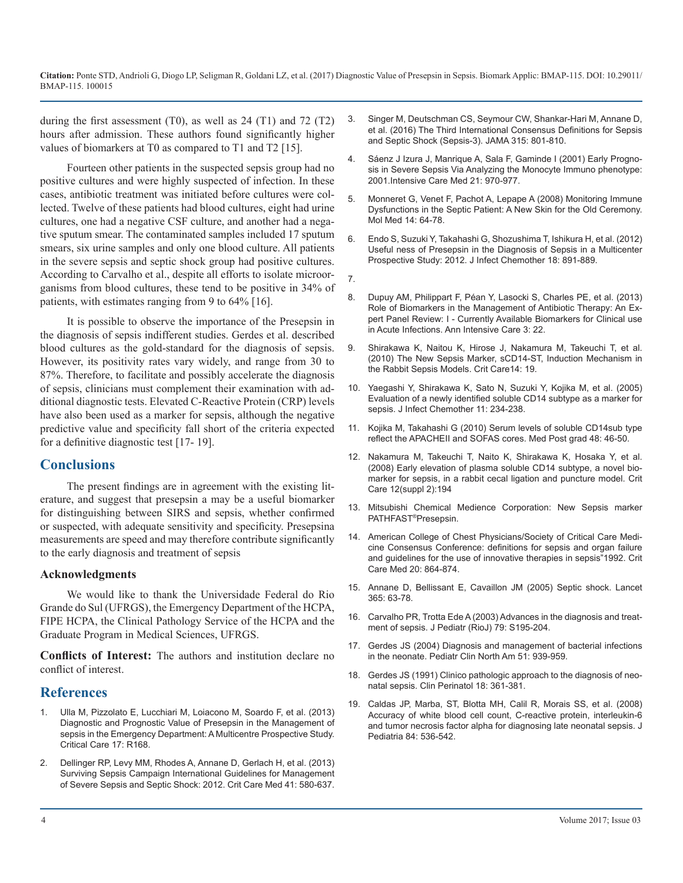during the first assessment (T0), as well as 24 (T1) and 72 (T2) hours after admission. These authors found significantly higher values of biomarkers at T0 as compared to T1 and T2 [15].

Fourteen other patients in the suspected sepsis group had no positive cultures and were highly suspected of infection. In these cases, antibiotic treatment was initiated before cultures were collected. Twelve of these patients had blood cultures, eight had urine cultures, one had a negative CSF culture, and another had a negative sputum smear. The contaminated samples included 17 sputum smears, six urine samples and only one blood culture. All patients in the severe sepsis and septic shock group had positive cultures. According to Carvalho et al., despite all efforts to isolate microorganisms from blood cultures, these tend to be positive in 34% of patients, with estimates ranging from 9 to 64% [16].

It is possible to observe the importance of the Presepsin in the diagnosis of sepsis indifferent studies. Gerdes et al. described blood cultures as the gold-standard for the diagnosis of sepsis. However, its positivity rates vary widely, and range from 30 to 87%. Therefore, to facilitate and possibly accelerate the diagnosis of sepsis, clinicians must complement their examination with additional diagnostic tests. Elevated C-Reactive Protein (CRP) levels have also been used as a marker for sepsis, although the negative predictive value and specificity fall short of the criteria expected for a definitive diagnostic test [17- 19].

## Conclusions

The present findings are in agreement with the existing literature, and suggest that presepsin a may be a useful biomarker for distinguishing between SIRS and sepsis, whether confirmed or suspected, with adequate sensitivity and specificity. Presepsina measurements are speed and may therefore contribute significantly to the early diagnosis and treatment of sepsis

### Acknowledgments

We would like to thank the Universidade Federal do Rio Grande do Sul (UFRGS), the Emergency Department of the HCPA, FIPE HCPA, the Clinical Pathology Service of the HCPA and the Graduate Program in Medical Sciences, UFRGS.

**Conflicts of Interest:** The authors and institution declare no conflict of interest.

## References

1. Ulla M, Pizzolato E, Lucchiari M, Loiacono M, Soardo F, et al. (2013) Diagnostic and Prognostic Value of Presepsin in the Management of sepsis in the Emergency Department: A Multicentre Prospective Study. Critical Care 17: R168.
2. Dellinger RP, Levy MM, Rhodes A, Annane D, Gerlach H, et al. (2013) Surviving Sepsis Campaign International Guidelines for Management of Severe Sepsis and Septic Shock: 2012. Crit Care Med 41: 580-637.
3. Singer M, Deutschman CS, Seymour CW, Shankar-Hari M, Annane D, et al. (2016) The Third International Consensus Definitions for Sepsis and Septic Shock (Sepsis-3). JAMA 315: 801-810.
4. Sáenz J Izura J, Manrique A, Sala F, Gaminde I (2001) Early Prognosis in Severe Sepsis Via Analyzing the Monocyte Immuno phenotype: 2001.Intensive Care Med 21: 970-977.
5. Monneret G, Venet F, Pachot A, Lepape A (2008) Monitoring Immune Dysfunctions in the Septic Patient: A New Skin for the Old Ceremony. Mol Med 14: 64-78.
6. Endo S, Suzuki Y, Takahashi G, Shozushima T, Ishikura H, et al. (2012) Useful ness of Presepsin in the Diagnosis of Sepsis in a Multicenter Prospective Study: 2012. J Infect Chemother 18: 891-889.
7. 
8. Dupuy AM, Philippart F, Péan Y, Lasocki S, Charles PE, et al. (2013) Role of Biomarkers in the Management of Antibiotic Therapy: An Expert Panel Review: I - Currently Available Biomarkers for Clinical use in Acute Infections. Ann Intensive Care 3: 22.
9. Shirakawa K, Naitou K, Hirose J, Nakamura M, Takeuchi T, et al. (2010) The New Sepsis Marker, sCD14-ST, Induction Mechanism in the Rabbit Sepsis Models. Crit Care14: 19.
10. Yaegashi Y, Shirakawa K, Sato N, Suzuki Y, Kojika M, et al. (2005) Evaluation of a newly identified soluble CD14 subtype as a marker for sepsis. J Infect Chemother 11: 234-238.
11. Kojika M, Takahashi G (2010) Serum levels of soluble CD14sub type reflect the APACHEII and SOFAS cores. Med Post grad 48: 46-50.
12. Nakamura M, Takeuchi T, Naito K, Shirakawa K, Hosaka Y, et al. (2008) Early elevation of plasma soluble CD14 subtype, a novel biomarker for sepsis, in a rabbit cecal ligation and puncture model. Crit Care 12(suppl 2):194
13. Mitsubishi Chemical Medience Corporation: New Sepsis marker PATHFAST®Presepsin.
14. American College of Chest Physicians/Society of Critical Care Medicine Consensus Conference: definitions for sepsis and organ failure and guidelines for the use of innovative therapies in sepsis"1992. Crit Care Med 20: 864-874.
15. Annane D, Bellissant E, Cavaillon JM (2005) Septic shock. Lancet 365: 63-78.
16. Carvalho PR, Trotta Ede A (2003) Advances in the diagnosis and treatment of sepsis. J Pediatr (RioJ) 79: S195-204.
17. Gerdes JS (2004) Diagnosis and management of bacterial infections in the neonate. Pediatr Clin North Am 51: 939-959.
18. Gerdes JS (1991) Clinico pathologic approach to the diagnosis of neonatal sepsis. Clin Perinatol 18: 361-381.
19. Caldas JP, Marba, ST, Blotta MH, Calil R, Morais SS, et al. (2008) Accuracy of white blood cell count, C-reactive protein, interleukin-6 and tumor necrosis factor alpha for diagnosing late neonatal sepsis. J Pediatria 84: 536-542.